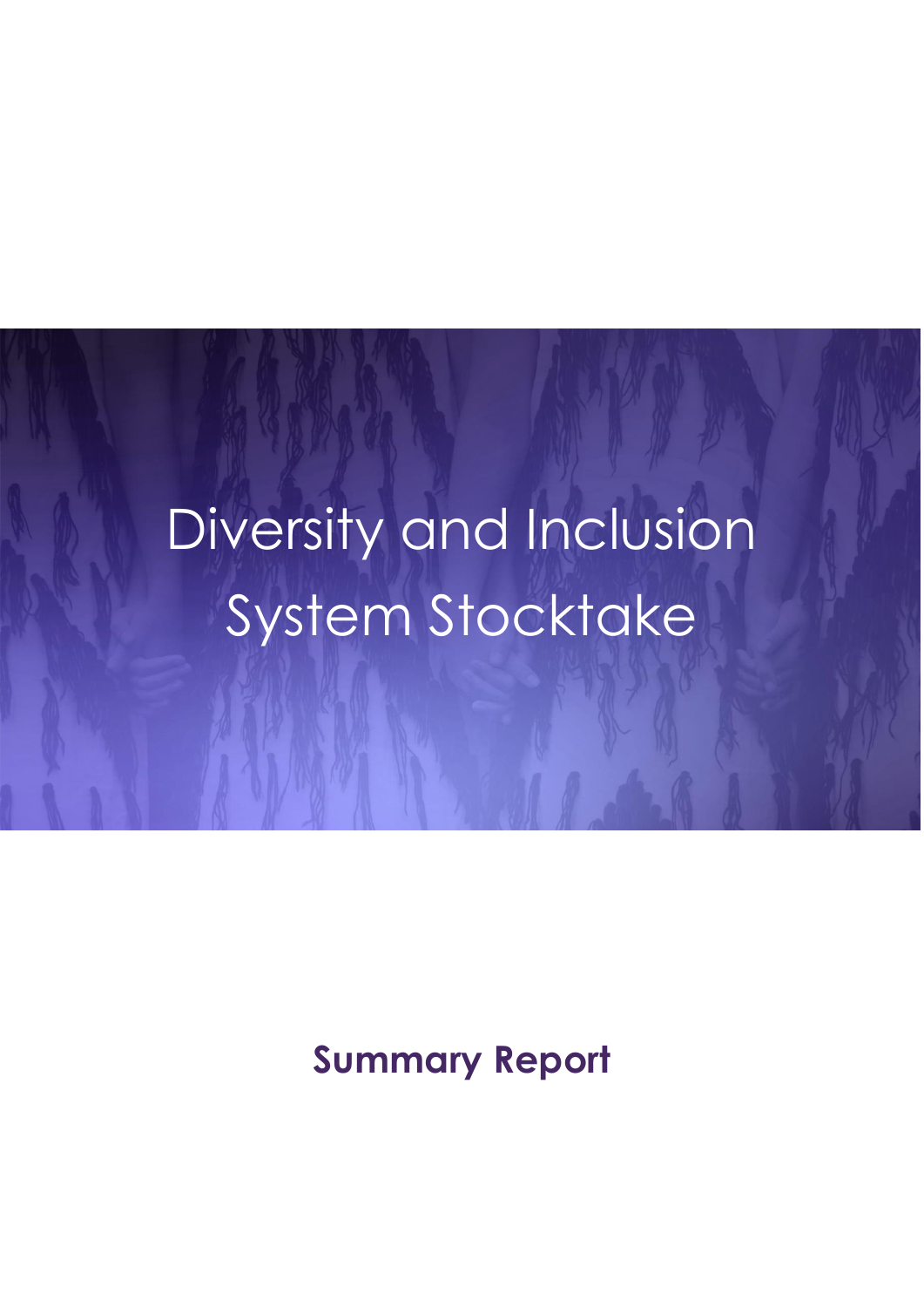# Diversity and Inclusion System Stocktake

## Summary Report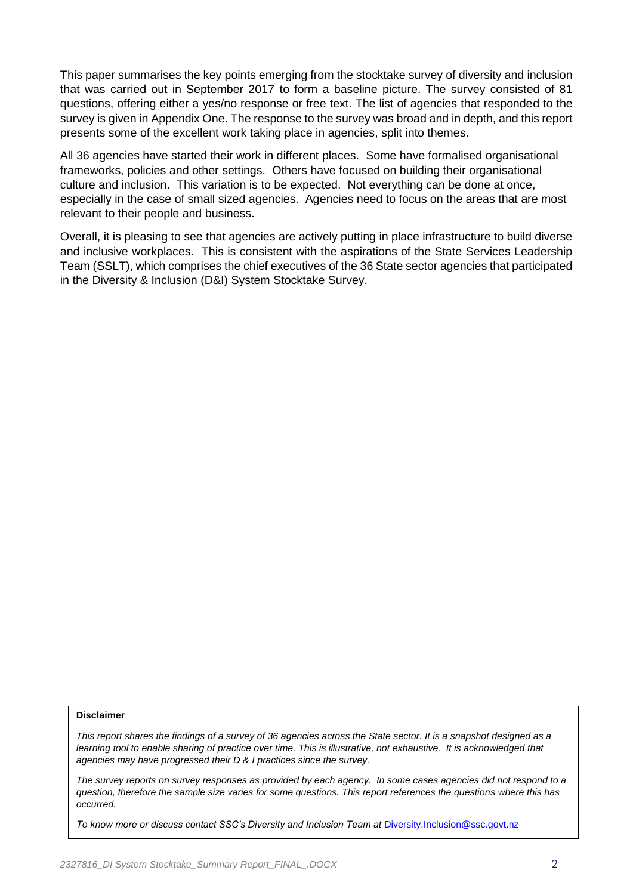This paper summarises the key points emerging from the stocktake survey of diversity and inclusion that was carried out in September 2017 to form a baseline picture. The survey consisted of 81 questions, offering either a yes/no response or free text. The list of agencies that responded to the survey is given in Appendix One. The response to the survey was broad and in depth, and this report presents some of the excellent work taking place in agencies, split into themes.

All 36 agencies have started their work in different places. Some have formalised organisational frameworks, policies and other settings. Others have focused on building their organisational culture and inclusion. This variation is to be expected. Not everything can be done at once, especially in the case of small sized agencies. Agencies need to focus on the areas that are most relevant to their people and business.

Overall, it is pleasing to see that agencies are actively putting in place infrastructure to build diverse and inclusive workplaces. This is consistent with the aspirations of the State Services Leadership Team (SSLT), which comprises the chief executives of the 36 State sector agencies that participated in the Diversity & Inclusion (D&I) System Stocktake Survey.

**Disclaimer**

*This report shares the findings of a survey of 36 agencies across the State sector. It is a snapshot designed as a learning tool to enable sharing of practice over time. This is illustrative, not exhaustive. It is acknowledged that agencies may have progressed their D & I practices since the survey.*

*The survey reports on survey responses as provided by each agency. In some cases agencies did not respond to a question, therefore the sample size varies for some questions. This report references the questions where this has occurred.*

*To know more or discuss contact SSC's Diversity and Inclusion Team at* Diversity.Inclusion@ssc.govt.nz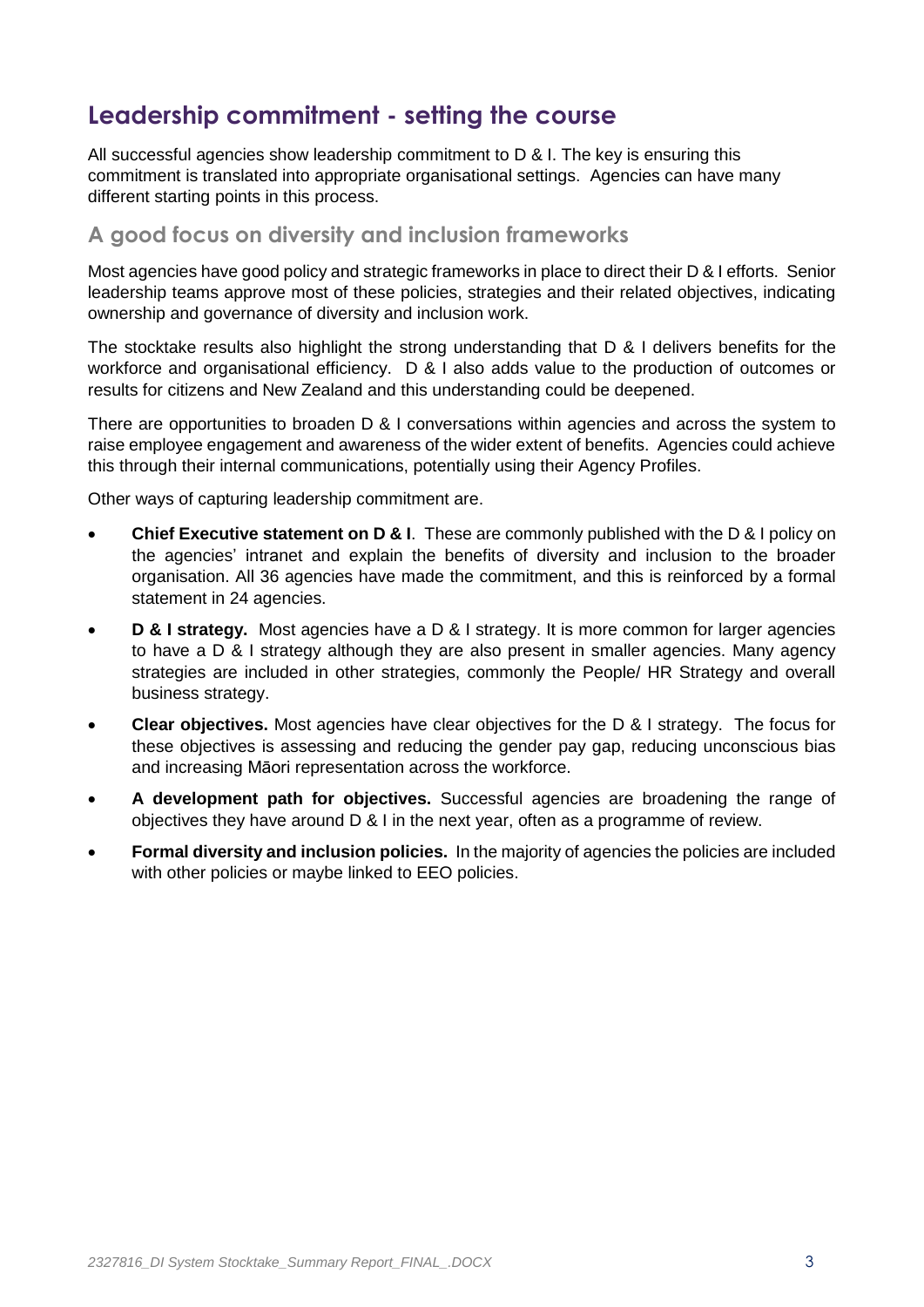## Leadership commitment - setting the course

All successful agencies show leadership commitment to D & I. The key is ensuring this commitment is translated into appropriate organisational settings. Agencies can have many different starting points in this process.

### A good focus on diversity and inclusion frameworks

Most agencies have good policy and strategic frameworks in place to direct their D & I efforts. Senior leadership teams approve most of these policies, strategies and their related objectives, indicating ownership and governance of diversity and inclusion work.

The stocktake results also highlight the strong understanding that D & I delivers benefits for the workforce and organisational efficiency. D & I also adds value to the production of outcomes or results for citizens and New Zealand and this understanding could be deepened.

There are opportunities to broaden D & I conversations within agencies and across the system to raise employee engagement and awareness of the wider extent of benefits. Agencies could achieve this through their internal communications, potentially using their Agency Profiles.

Other ways of capturing leadership commitment are.

- **Chief Executive statement on D & I**. These are commonly published with the D & I policy on the agencies' intranet and explain the benefits of diversity and inclusion to the broader organisation. All 36 agencies have made the commitment, and this is reinforced by a formal statement in 24 agencies.
- **D & I strategy.** Most agencies have a D & I strategy. It is more common for larger agencies to have a D & I strategy although they are also present in smaller agencies. Many agency strategies are included in other strategies, commonly the People/ HR Strategy and overall business strategy.
- **Clear objectives.** Most agencies have clear objectives for the D & I strategy. The focus for these objectives is assessing and reducing the gender pay gap, reducing unconscious bias and increasing Māori representation across the workforce.
- **A development path for objectives.** Successful agencies are broadening the range of objectives they have around D & I in the next year, often as a programme of review.
- **Formal diversity and inclusion policies.** In the majority of agencies the policies are included with other policies or maybe linked to EEO policies.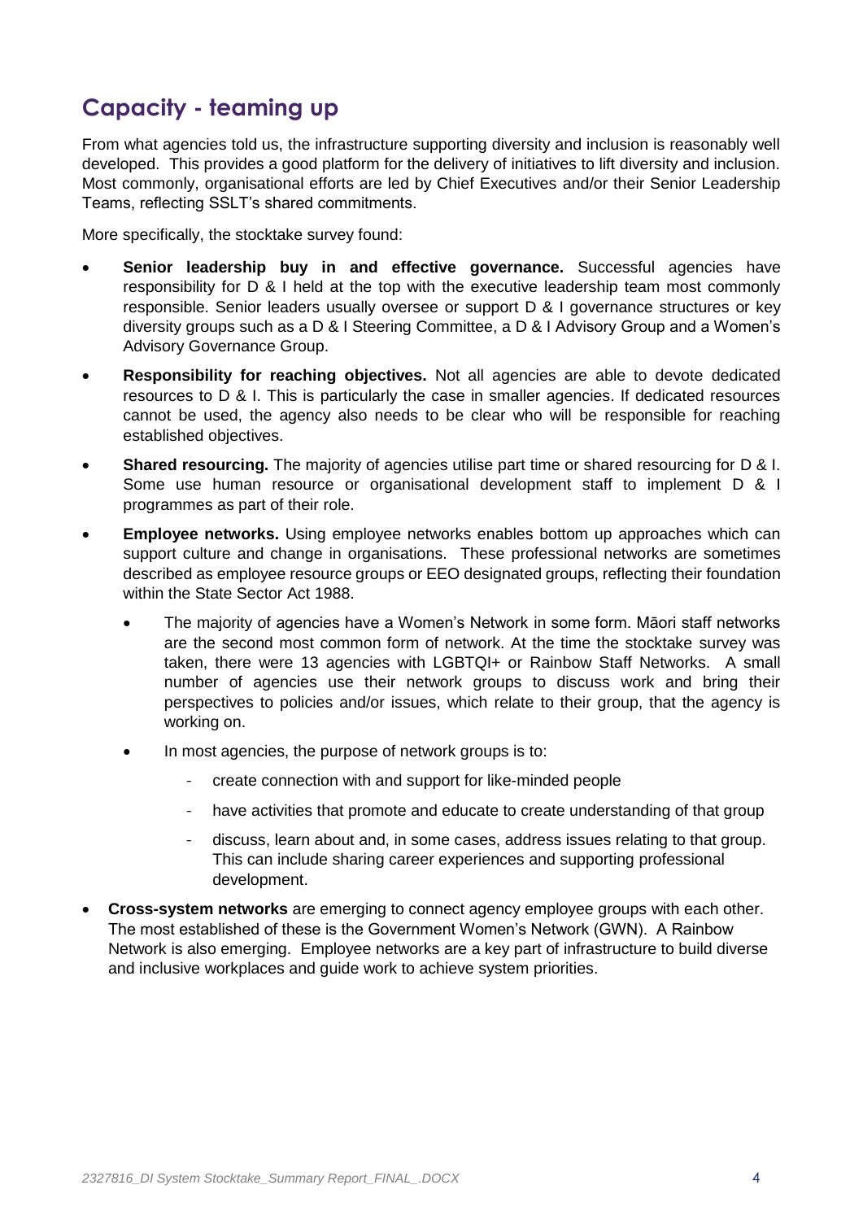## Capacity - teaming up

From what agencies told us, the infrastructure supporting diversity and inclusion is reasonably well developed. This provides a good platform for the delivery of initiatives to lift diversity and inclusion. Most commonly, organisational efforts are led by Chief Executives and/or their Senior Leadership Teams, reflecting SSLT's shared commitments.

More specifically, the stocktake survey found:

- **Senior leadership buy in and effective governance.** Successful agencies have responsibility for D & I held at the top with the executive leadership team most commonly responsible. Senior leaders usually oversee or support D & I governance structures or key diversity groups such as a D & I Steering Committee, a D & I Advisory Group and a Women's Advisory Governance Group.
- **Responsibility for reaching objectives.** Not all agencies are able to devote dedicated resources to D & I. This is particularly the case in smaller agencies. If dedicated resources cannot be used, the agency also needs to be clear who will be responsible for reaching established objectives.
- **Shared resourcing.** The majority of agencies utilise part time or shared resourcing for D & I. Some use human resource or organisational development staff to implement D & I programmes as part of their role.
- **Employee networks.** Using employee networks enables bottom up approaches which can support culture and change in organisations. These professional networks are sometimes described as employee resource groups or EEO designated groups, reflecting their foundation within the State Sector Act 1988.
  - The majority of agencies have a Women's Network in some form. Māori staff networks are the second most common form of network. At the time the stocktake survey was taken, there were 13 agencies with LGBTQI+ or Rainbow Staff Networks. A small number of agencies use their network groups to discuss work and bring their perspectives to policies and/or issues, which relate to their group, that the agency is working on.
  - In most agencies, the purpose of network groups is to:
    - create connection with and support for like-minded people
    - have activities that promote and educate to create understanding of that group
    - discuss, learn about and, in some cases, address issues relating to that group. This can include sharing career experiences and supporting professional development.
- **Cross-system networks** are emerging to connect agency employee groups with each other. The most established of these is the Government Women's Network (GWN). A Rainbow Network is also emerging. Employee networks are a key part of infrastructure to build diverse and inclusive workplaces and guide work to achieve system priorities.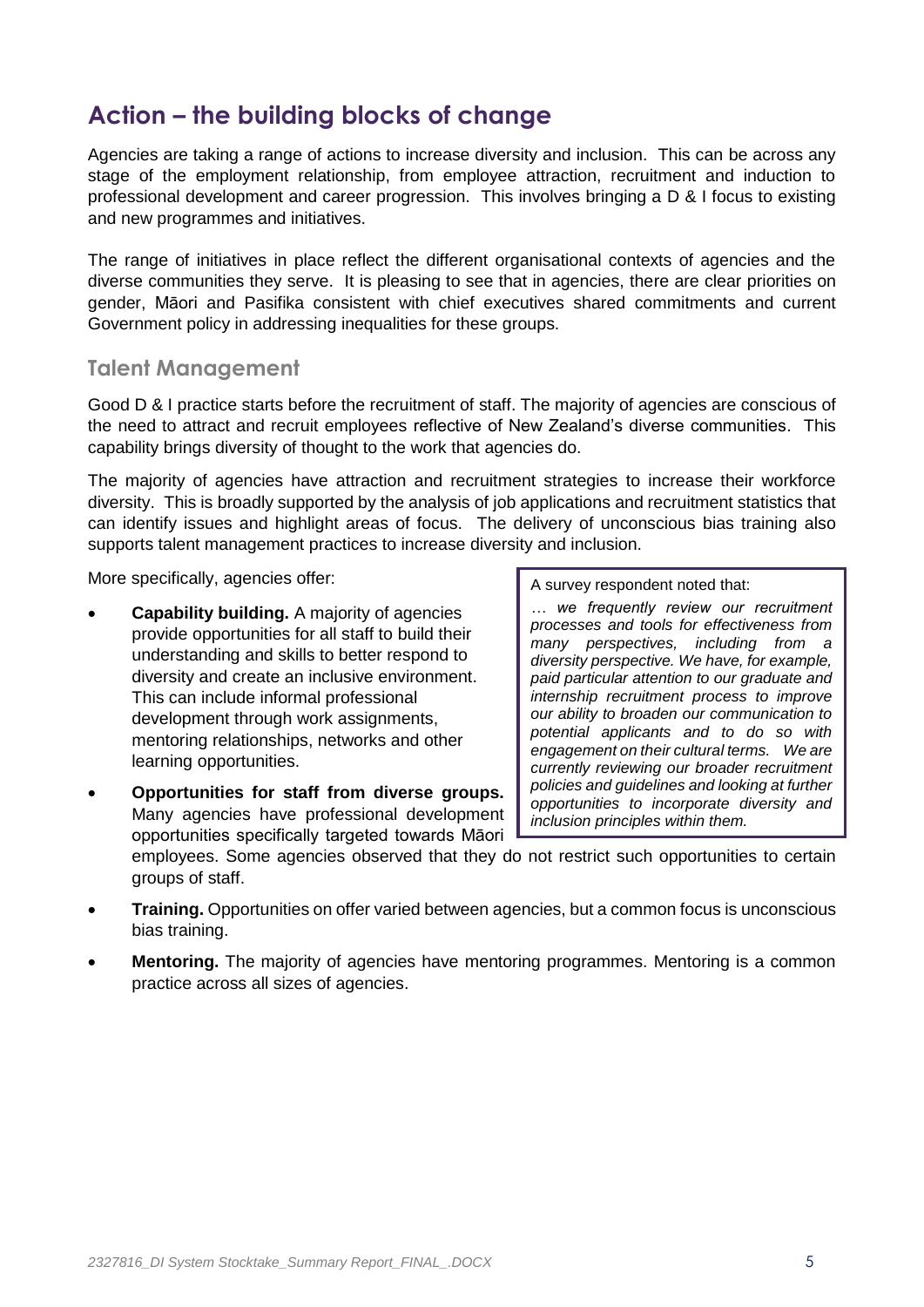# Action – the building blocks of change

Agencies are taking a range of actions to increase diversity and inclusion. This can be across any stage of the employment relationship, from employee attraction, recruitment and induction to professional development and career progression. This involves bringing a D & I focus to existing and new programmes and initiatives.

The range of initiatives in place reflect the different organisational contexts of agencies and the diverse communities they serve. It is pleasing to see that in agencies, there are clear priorities on gender, Māori and Pasifika consistent with chief executives shared commitments and current Government policy in addressing inequalities for these groups.

## Talent Management

Good D & I practice starts before the recruitment of staff. The majority of agencies are conscious of the need to attract and recruit employees reflective of New Zealand's diverse communities. This capability brings diversity of thought to the work that agencies do.

The majority of agencies have attraction and recruitment strategies to increase their workforce diversity. This is broadly supported by the analysis of job applications and recruitment statistics that can identify issues and highlight areas of focus. The delivery of unconscious bias training also supports talent management practices to increase diversity and inclusion.

More specifically, agencies offer:

- **Capability building.** A majority of agencies provide opportunities for all staff to build their understanding and skills to better respond to diversity and create an inclusive environment. This can include informal professional development through work assignments, mentoring relationships, networks and other learning opportunities.
- **Opportunities for staff from diverse groups.** Many agencies have professional development opportunities specifically targeted towards Māori employees. Some agencies observed that they do not restrict such opportunities to certain groups of staff.
- **Training.** Opportunities on offer varied between agencies, but a common focus is unconscious bias training.
- **Mentoring.** The majority of agencies have mentoring programmes. Mentoring is a common practice across all sizes of agencies.

> A survey respondent noted that:
>
> *… we frequently review our recruitment processes and tools for effectiveness from many perspectives, including from a diversity perspective. We have, for example, paid particular attention to our graduate and internship recruitment process to improve our ability to broaden our communication to potential applicants and to do so with engagement on their cultural terms. We are currently reviewing our broader recruitment policies and guidelines and looking at further opportunities to incorporate diversity and inclusion principles within them.*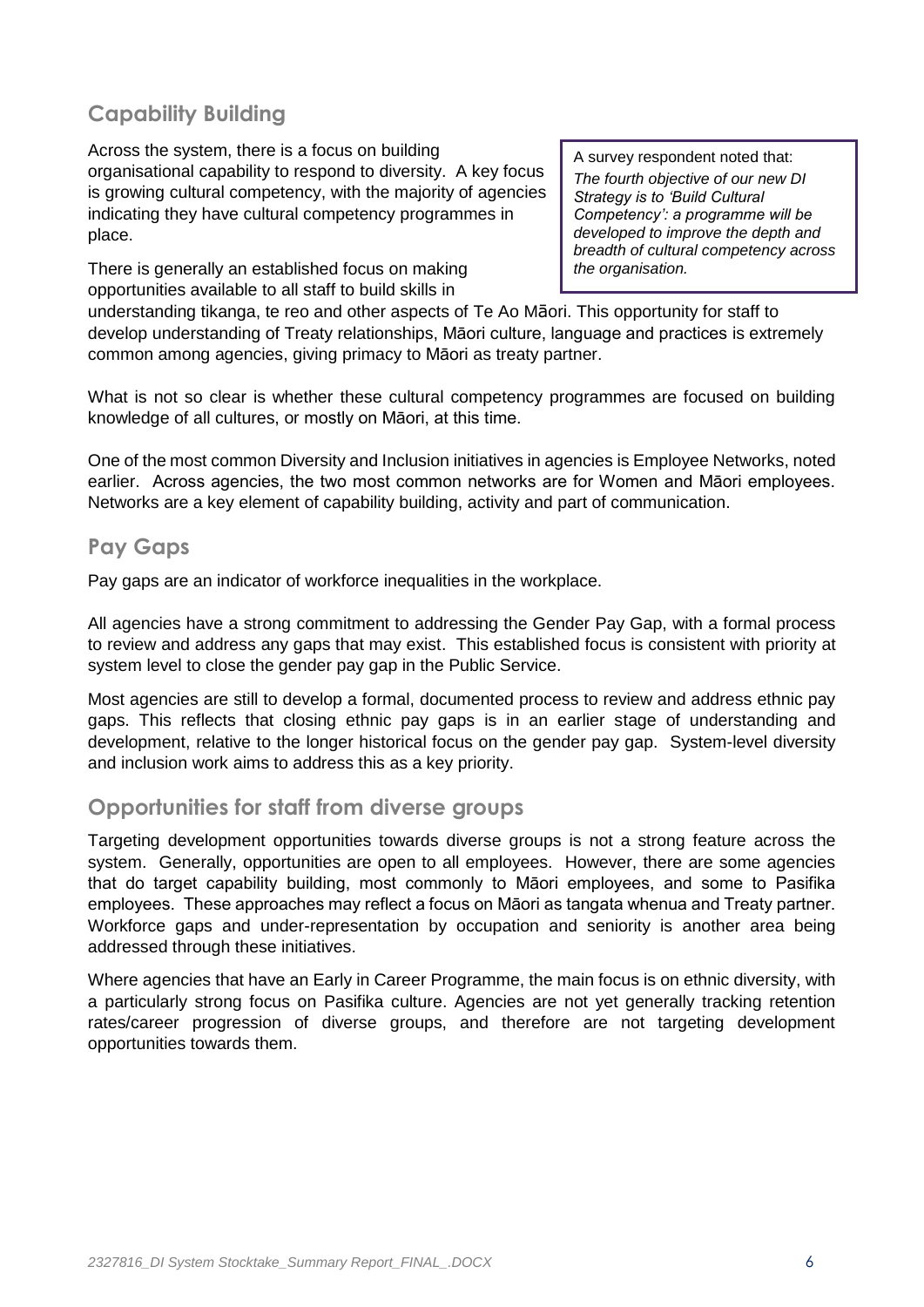## Capability Building

Across the system, there is a focus on building organisational capability to respond to diversity. A key focus is growing cultural competency, with the majority of agencies indicating they have cultural competency programmes in place.

> A survey respondent noted that:
> *The fourth objective of our new DI Strategy is to 'Build Cultural Competency': a programme will be developed to improve the depth and breadth of cultural competency across the organisation.*

There is generally an established focus on making opportunities available to all staff to build skills in understanding tikanga, te reo and other aspects of Te Ao Māori. This opportunity for staff to develop understanding of Treaty relationships, Māori culture, language and practices is extremely common among agencies, giving primacy to Māori as treaty partner.

What is not so clear is whether these cultural competency programmes are focused on building knowledge of all cultures, or mostly on Māori, at this time.

One of the most common Diversity and Inclusion initiatives in agencies is Employee Networks, noted earlier. Across agencies, the two most common networks are for Women and Māori employees. Networks are a key element of capability building, activity and part of communication.

## Pay Gaps

Pay gaps are an indicator of workforce inequalities in the workplace.

All agencies have a strong commitment to addressing the Gender Pay Gap, with a formal process to review and address any gaps that may exist. This established focus is consistent with priority at system level to close the gender pay gap in the Public Service.

Most agencies are still to develop a formal, documented process to review and address ethnic pay gaps. This reflects that closing ethnic pay gaps is in an earlier stage of understanding and development, relative to the longer historical focus on the gender pay gap. System-level diversity and inclusion work aims to address this as a key priority.

## Opportunities for staff from diverse groups

Targeting development opportunities towards diverse groups is not a strong feature across the system. Generally, opportunities are open to all employees. However, there are some agencies that do target capability building, most commonly to Māori employees, and some to Pasifika employees. These approaches may reflect a focus on Māori as tangata whenua and Treaty partner. Workforce gaps and under-representation by occupation and seniority is another area being addressed through these initiatives.

Where agencies that have an Early in Career Programme, the main focus is on ethnic diversity, with a particularly strong focus on Pasifika culture. Agencies are not yet generally tracking retention rates/career progression of diverse groups, and therefore are not targeting development opportunities towards them.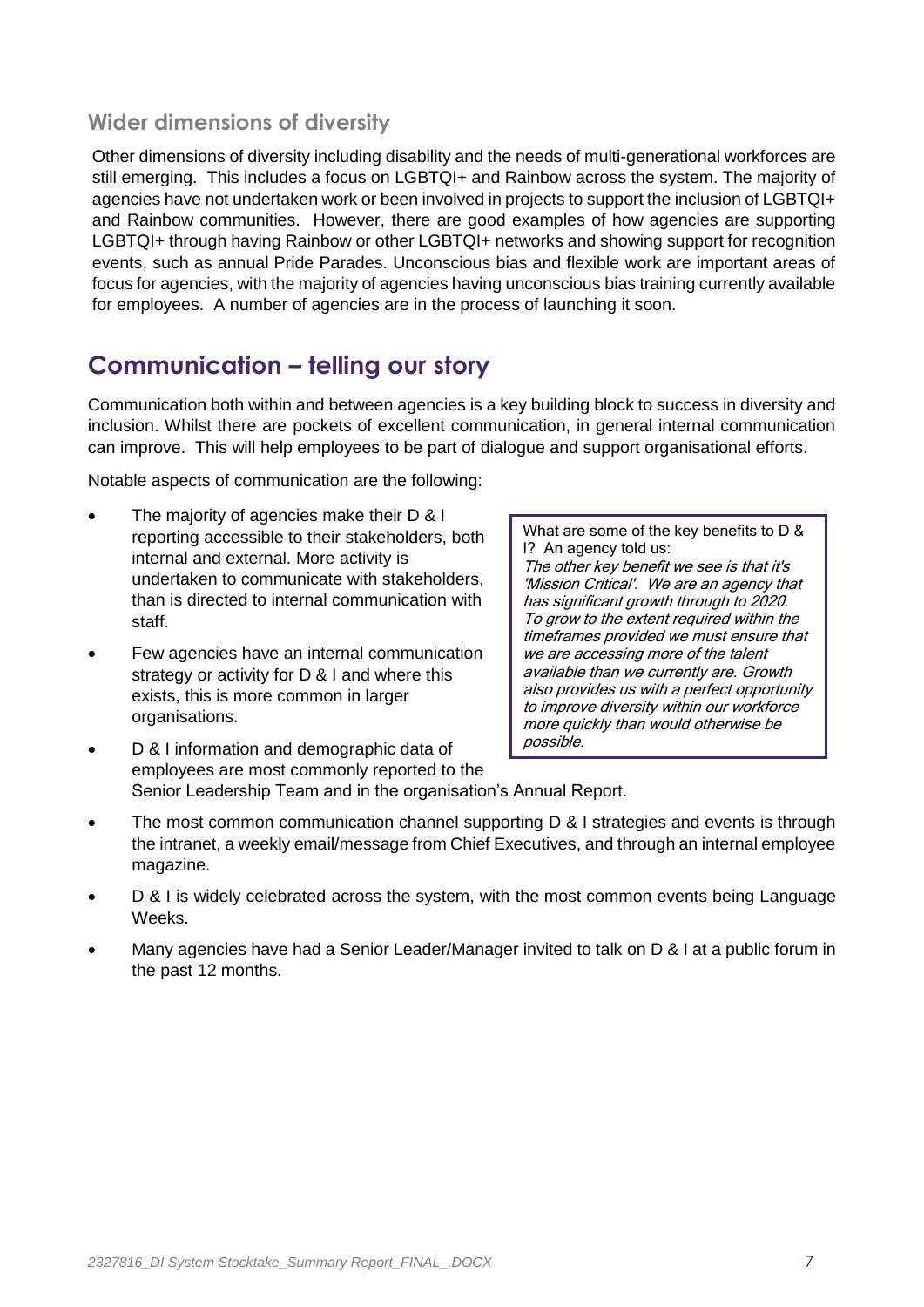### Wider dimensions of diversity

Other dimensions of diversity including disability and the needs of multi-generational workforces are still emerging. This includes a focus on LGBTQI+ and Rainbow across the system. The majority of agencies have not undertaken work or been involved in projects to support the inclusion of LGBTQI+ and Rainbow communities. However, there are good examples of how agencies are supporting LGBTQI+ through having Rainbow or other LGBTQI+ networks and showing support for recognition events, such as annual Pride Parades. Unconscious bias and flexible work are important areas of focus for agencies, with the majority of agencies having unconscious bias training currently available for employees. A number of agencies are in the process of launching it soon.

## Communication – telling our story

Communication both within and between agencies is a key building block to success in diversity and inclusion. Whilst there are pockets of excellent communication, in general internal communication can improve. This will help employees to be part of dialogue and support organisational efforts.

Notable aspects of communication are the following:

- The majority of agencies make their D & I reporting accessible to their stakeholders, both internal and external. More activity is undertaken to communicate with stakeholders, than is directed to internal communication with staff.
- Few agencies have an internal communication strategy or activity for D & I and where this exists, this is more common in larger organisations.
- D & I information and demographic data of employees are most commonly reported to the Senior Leadership Team and in the organisation's Annual Report.
- The most common communication channel supporting D & I strategies and events is through the intranet, a weekly email/message from Chief Executives, and through an internal employee magazine.
- D & I is widely celebrated across the system, with the most common events being Language Weeks.
- Many agencies have had a Senior Leader/Manager invited to talk on D & I at a public forum in the past 12 months.

> What are some of the key benefits to D & I? An agency told us:
> *The other key benefit we see is that it's 'Mission Critical'. We are an agency that has significant growth through to 2020. To grow to the extent required within the timeframes provided we must ensure that we are accessing more of the talent available than we currently are. Growth also provides us with a perfect opportunity to improve diversity within our workforce more quickly than would otherwise be possible.*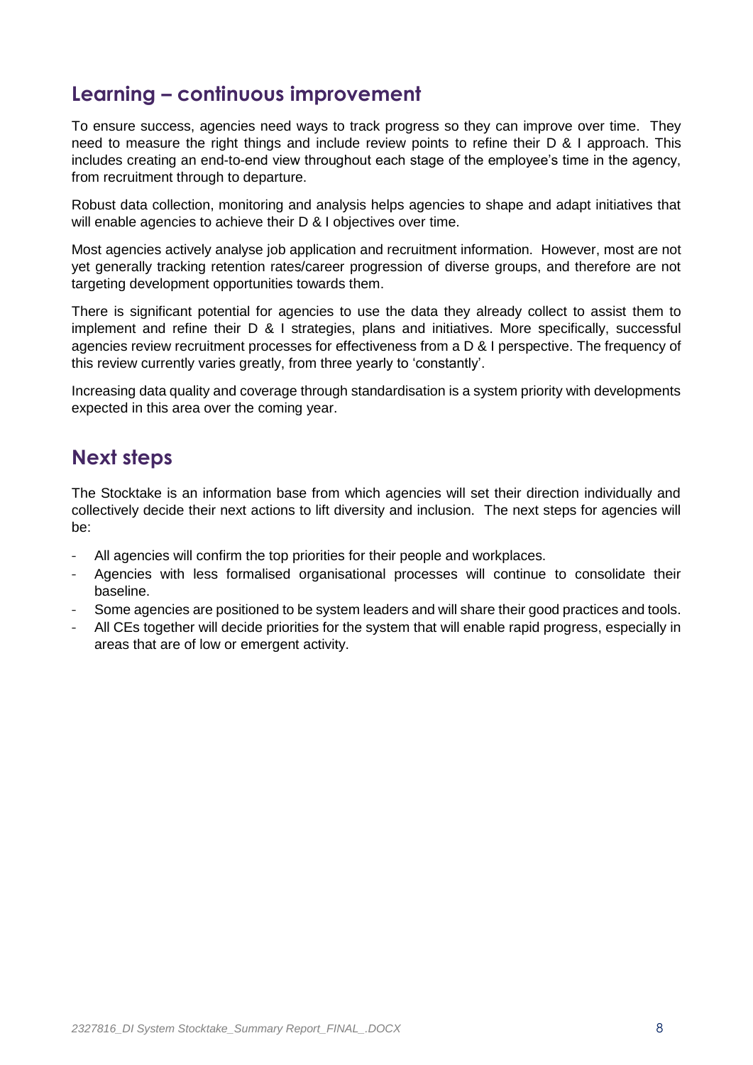## Learning – continuous improvement

To ensure success, agencies need ways to track progress so they can improve over time. They need to measure the right things and include review points to refine their D & I approach. This includes creating an end-to-end view throughout each stage of the employee's time in the agency, from recruitment through to departure.

Robust data collection, monitoring and analysis helps agencies to shape and adapt initiatives that will enable agencies to achieve their D & I objectives over time.

Most agencies actively analyse job application and recruitment information. However, most are not yet generally tracking retention rates/career progression of diverse groups, and therefore are not targeting development opportunities towards them.

There is significant potential for agencies to use the data they already collect to assist them to implement and refine their D & I strategies, plans and initiatives. More specifically, successful agencies review recruitment processes for effectiveness from a D & I perspective. The frequency of this review currently varies greatly, from three yearly to 'constantly'.

Increasing data quality and coverage through standardisation is a system priority with developments expected in this area over the coming year.

## Next steps

The Stocktake is an information base from which agencies will set their direction individually and collectively decide their next actions to lift diversity and inclusion. The next steps for agencies will be:

- All agencies will confirm the top priorities for their people and workplaces.
- Agencies with less formalised organisational processes will continue to consolidate their baseline.
- Some agencies are positioned to be system leaders and will share their good practices and tools.
- All CEs together will decide priorities for the system that will enable rapid progress, especially in areas that are of low or emergent activity.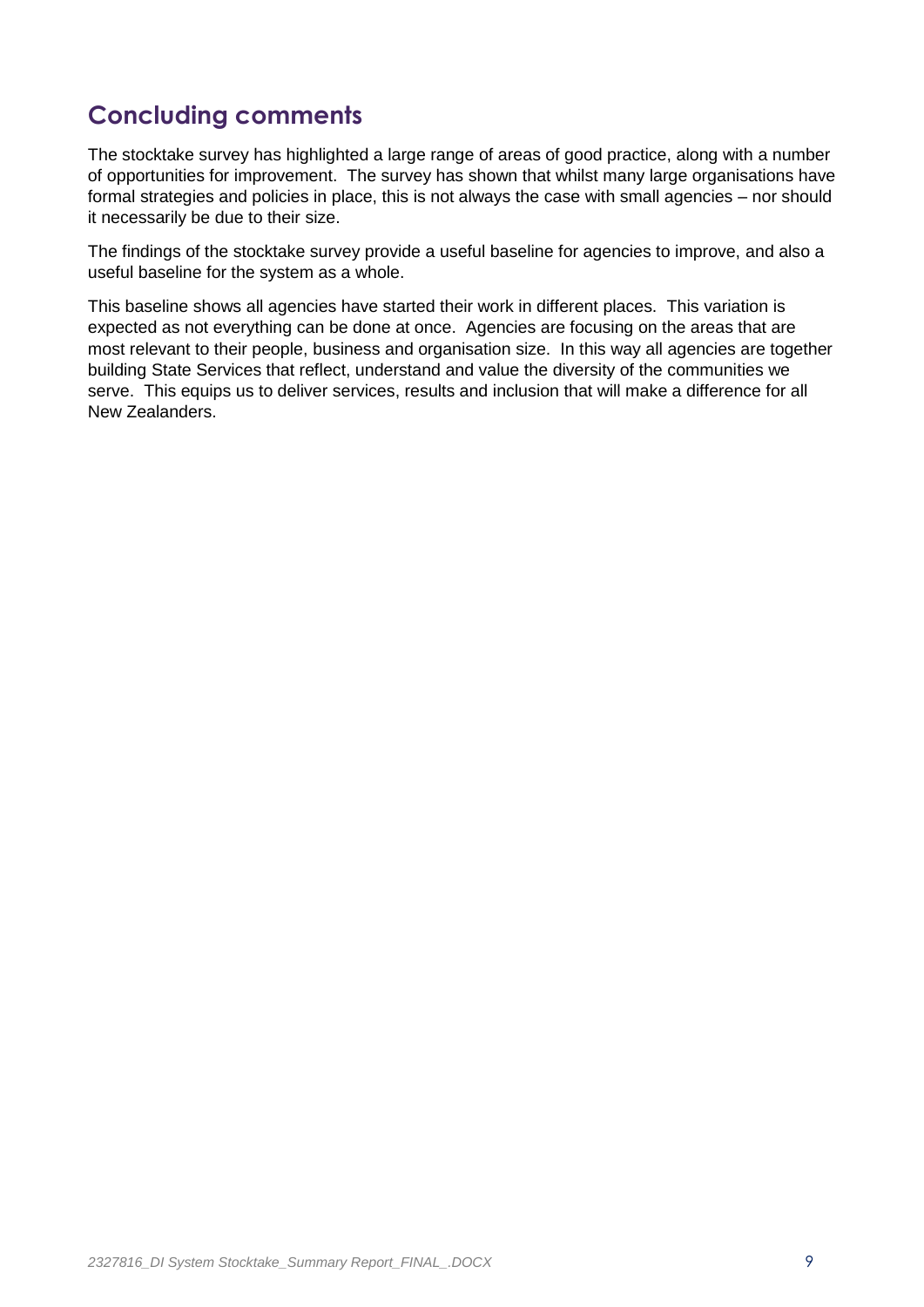## Concluding comments

The stocktake survey has highlighted a large range of areas of good practice, along with a number of opportunities for improvement. The survey has shown that whilst many large organisations have formal strategies and policies in place, this is not always the case with small agencies – nor should it necessarily be due to their size.

The findings of the stocktake survey provide a useful baseline for agencies to improve, and also a useful baseline for the system as a whole.

This baseline shows all agencies have started their work in different places. This variation is expected as not everything can be done at once. Agencies are focusing on the areas that are most relevant to their people, business and organisation size. In this way all agencies are together building State Services that reflect, understand and value the diversity of the communities we serve. This equips us to deliver services, results and inclusion that will make a difference for all New Zealanders.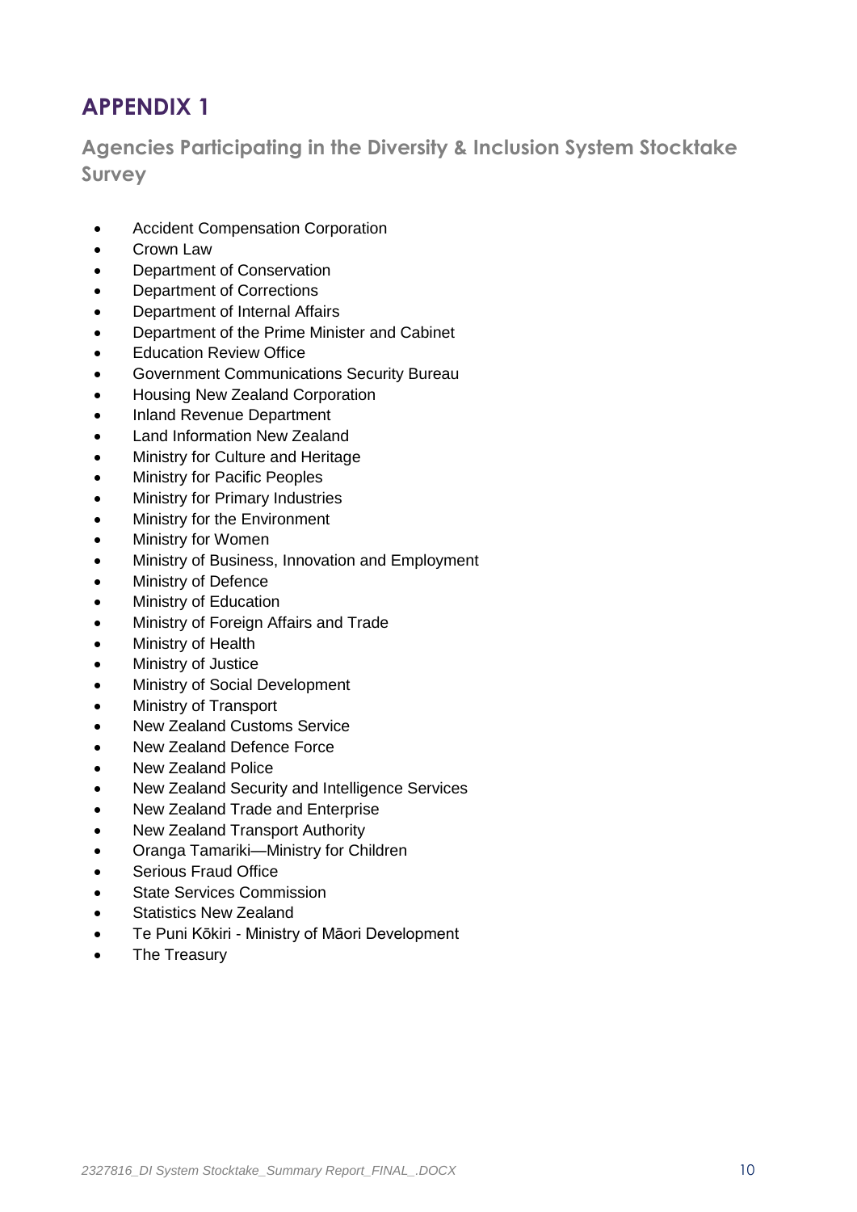# APPENDIX 1

## Agencies Participating in the Diversity & Inclusion System Stocktake Survey

- Accident Compensation Corporation
- Crown Law
- Department of Conservation
- Department of Corrections
- Department of Internal Affairs
- Department of the Prime Minister and Cabinet
- Education Review Office
- Government Communications Security Bureau
- Housing New Zealand Corporation
- Inland Revenue Department
- Land Information New Zealand
- Ministry for Culture and Heritage
- Ministry for Pacific Peoples
- Ministry for Primary Industries
- Ministry for the Environment
- Ministry for Women
- Ministry of Business, Innovation and Employment
- Ministry of Defence
- Ministry of Education
- Ministry of Foreign Affairs and Trade
- Ministry of Health
- Ministry of Justice
- Ministry of Social Development
- Ministry of Transport
- New Zealand Customs Service
- New Zealand Defence Force
- New Zealand Police
- New Zealand Security and Intelligence Services
- New Zealand Trade and Enterprise
- New Zealand Transport Authority
- Oranga Tamariki—Ministry for Children
- Serious Fraud Office
- State Services Commission
- Statistics New Zealand
- Te Puni Kōkiri - Ministry of Māori Development
- The Treasury